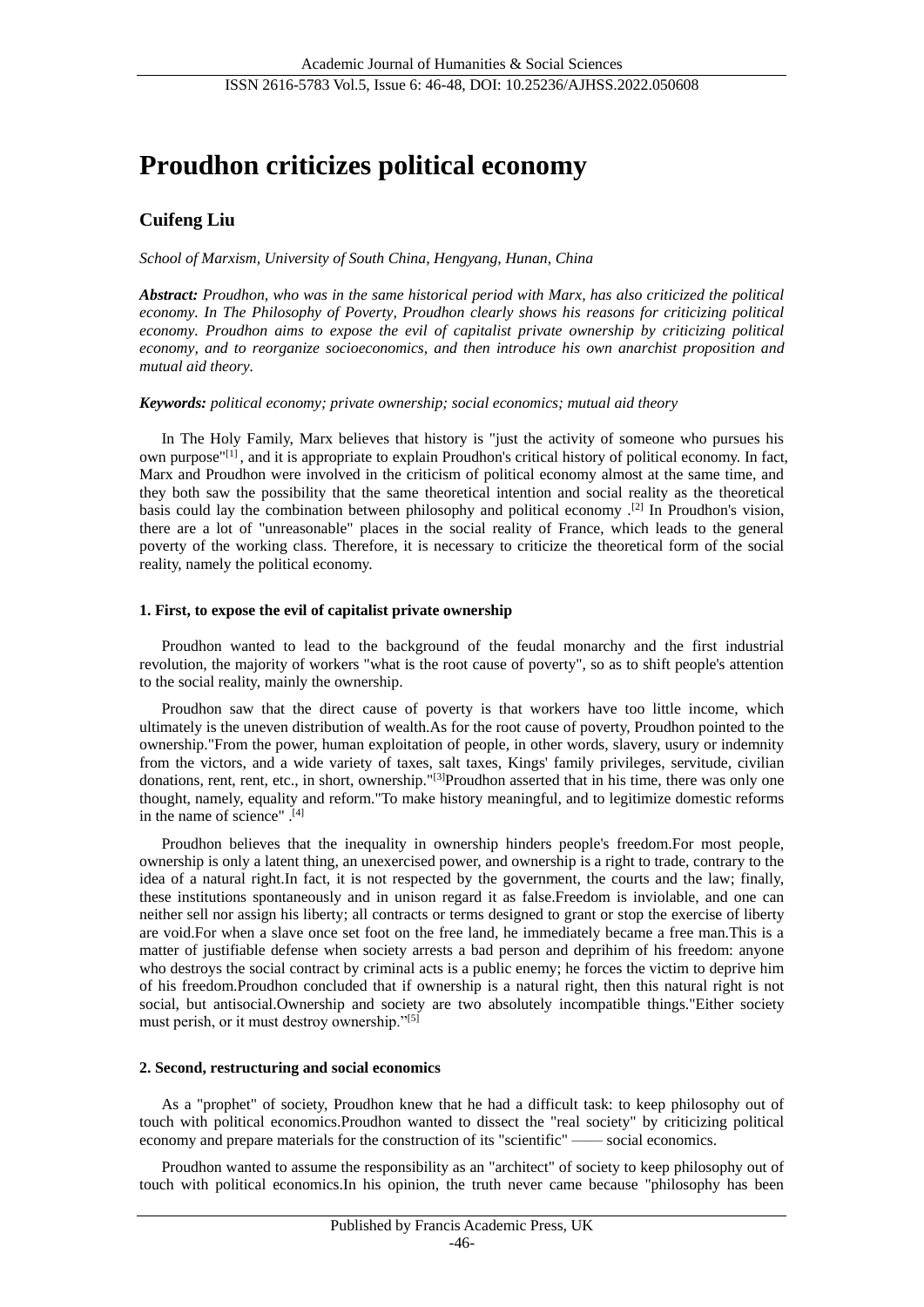# Proudhon criticizes political economy

## Cuifeng Liu

*School of Marxism, University of South China, Hengyang, Hunan, China*

***Abstract:*** *Proudhon, who was in the same historical period with Marx, has also criticized the political economy. In The Philosophy of Poverty, Proudhon clearly shows his reasons for criticizing political economy. Proudhon aims to expose the evil of capitalist private ownership by criticizing political economy, and to reorganize socioeconomics, and then introduce his own anarchist proposition and mutual aid theory.*

***Keywords:*** *political economy; private ownership; social economics; mutual aid theory*

In The Holy Family, Marx believes that history is "just the activity of someone who pursues his own purpose"[1], and it is appropriate to explain Proudhon's critical history of political economy. In fact, Marx and Proudhon were involved in the criticism of political economy almost at the same time, and they both saw the possibility that the same theoretical intention and social reality as the theoretical basis could lay the combination between philosophy and political economy .[2] In Proudhon's vision, there are a lot of "unreasonable" places in the social reality of France, which leads to the general poverty of the working class. Therefore, it is necessary to criticize the theoretical form of the social reality, namely the political economy.

### 1. First, to expose the evil of capitalist private ownership

Proudhon wanted to lead to the background of the feudal monarchy and the first industrial revolution, the majority of workers "what is the root cause of poverty", so as to shift people's attention to the social reality, mainly the ownership.

Proudhon saw that the direct cause of poverty is that workers have too little income, which ultimately is the uneven distribution of wealth.As for the root cause of poverty, Proudhon pointed to the ownership."From the power, human exploitation of people, in other words, slavery, usury or indemnity from the victors, and a wide variety of taxes, salt taxes, Kings' family privileges, servitude, civilian donations, rent, rent, etc., in short, ownership."[3]Proudhon asserted that in his time, there was only one thought, namely, equality and reform."To make history meaningful, and to legitimize domestic reforms in the name of science" .[4]

Proudhon believes that the inequality in ownership hinders people's freedom.For most people, ownership is only a latent thing, an unexercised power, and ownership is a right to trade, contrary to the idea of a natural right.In fact, it is not respected by the government, the courts and the law; finally, these institutions spontaneously and in unison regard it as false.Freedom is inviolable, and one can neither sell nor assign his liberty; all contracts or terms designed to grant or stop the exercise of liberty are void.For when a slave once set foot on the free land, he immediately became a free man.This is a matter of justifiable defense when society arrests a bad person and deprihim of his freedom: anyone who destroys the social contract by criminal acts is a public enemy; he forces the victim to deprive him of his freedom.Proudhon concluded that if ownership is a natural right, then this natural right is not social, but antisocial.Ownership and society are two absolutely incompatible things."Either society must perish, or it must destroy ownership."[5]

### 2. Second, restructuring and social economics

As a "prophet" of society, Proudhon knew that he had a difficult task: to keep philosophy out of touch with political economics.Proudhon wanted to dissect the "real society" by criticizing political economy and prepare materials for the construction of its "scientific" —— social economics.

Proudhon wanted to assume the responsibility as an "architect" of society to keep philosophy out of touch with political economics.In his opinion, the truth never came because "philosophy has been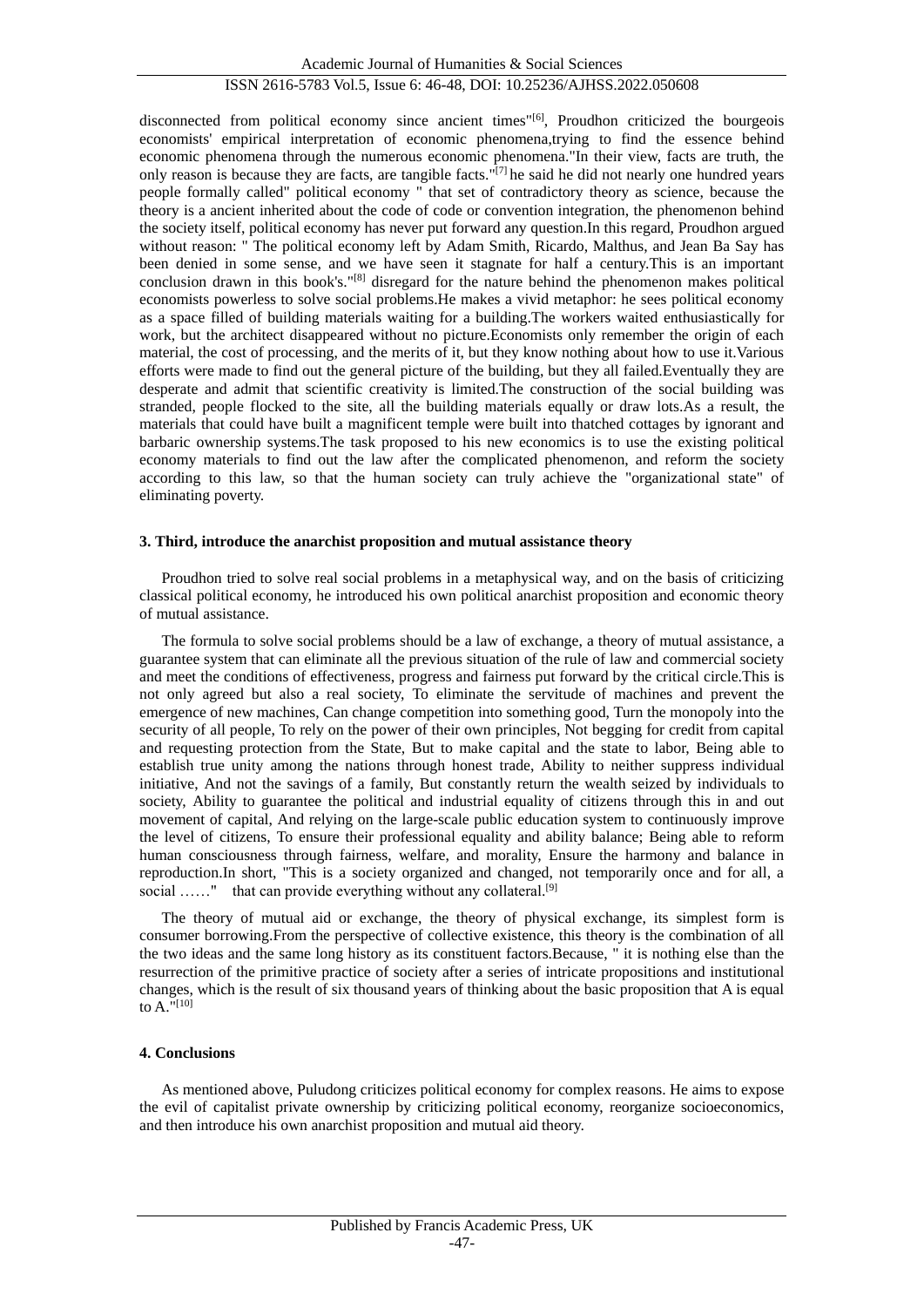disconnected from political economy since ancient times"[6], Proudhon criticized the bourgeois economists' empirical interpretation of economic phenomena,trying to find the essence behind economic phenomena through the numerous economic phenomena."In their view, facts are truth, the only reason is because they are facts, are tangible facts."[7] he said he did not nearly one hundred years people formally called" political economy " that set of contradictory theory as science, because the theory is a ancient inherited about the code of code or convention integration, the phenomenon behind the society itself, political economy has never put forward any question.In this regard, Proudhon argued without reason: " The political economy left by Adam Smith, Ricardo, Malthus, and Jean Ba Say has been denied in some sense, and we have seen it stagnate for half a century.This is an important conclusion drawn in this book's."[8] disregard for the nature behind the phenomenon makes political economists powerless to solve social problems.He makes a vivid metaphor: he sees political economy as a space filled of building materials waiting for a building.The workers waited enthusiastically for work, but the architect disappeared without no picture.Economists only remember the origin of each material, the cost of processing, and the merits of it, but they know nothing about how to use it.Various efforts were made to find out the general picture of the building, but they all failed.Eventually they are desperate and admit that scientific creativity is limited.The construction of the social building was stranded, people flocked to the site, all the building materials equally or draw lots.As a result, the materials that could have built a magnificent temple were built into thatched cottages by ignorant and barbaric ownership systems.The task proposed to his new economics is to use the existing political economy materials to find out the law after the complicated phenomenon, and reform the society according to this law, so that the human society can truly achieve the "organizational state" of eliminating poverty.

### 3. Third, introduce the anarchist proposition and mutual assistance theory

Proudhon tried to solve real social problems in a metaphysical way, and on the basis of criticizing classical political economy, he introduced his own political anarchist proposition and economic theory of mutual assistance.

The formula to solve social problems should be a law of exchange, a theory of mutual assistance, a guarantee system that can eliminate all the previous situation of the rule of law and commercial society and meet the conditions of effectiveness, progress and fairness put forward by the critical circle.This is not only agreed but also a real society, To eliminate the servitude of machines and prevent the emergence of new machines, Can change competition into something good, Turn the monopoly into the security of all people, To rely on the power of their own principles, Not begging for credit from capital and requesting protection from the State, But to make capital and the state to labor, Being able to establish true unity among the nations through honest trade, Ability to neither suppress individual initiative, And not the savings of a family, But constantly return the wealth seized by individuals to society, Ability to guarantee the political and industrial equality of citizens through this in and out movement of capital, And relying on the large-scale public education system to continuously improve the level of citizens, To ensure their professional equality and ability balance; Being able to reform human consciousness through fairness, welfare, and morality, Ensure the harmony and balance in reproduction.In short, "This is a society organized and changed, not temporarily once and for all, a social ……" that can provide everything without any collateral.[9]

The theory of mutual aid or exchange, the theory of physical exchange, its simplest form is consumer borrowing.From the perspective of collective existence, this theory is the combination of all the two ideas and the same long history as its constituent factors.Because, " it is nothing else than the resurrection of the primitive practice of society after a series of intricate propositions and institutional changes, which is the result of six thousand years of thinking about the basic proposition that A is equal to A."[10]

### 4. Conclusions

As mentioned above, Puludong criticizes political economy for complex reasons. He aims to expose the evil of capitalist private ownership by criticizing political economy, reorganize socioeconomics, and then introduce his own anarchist proposition and mutual aid theory.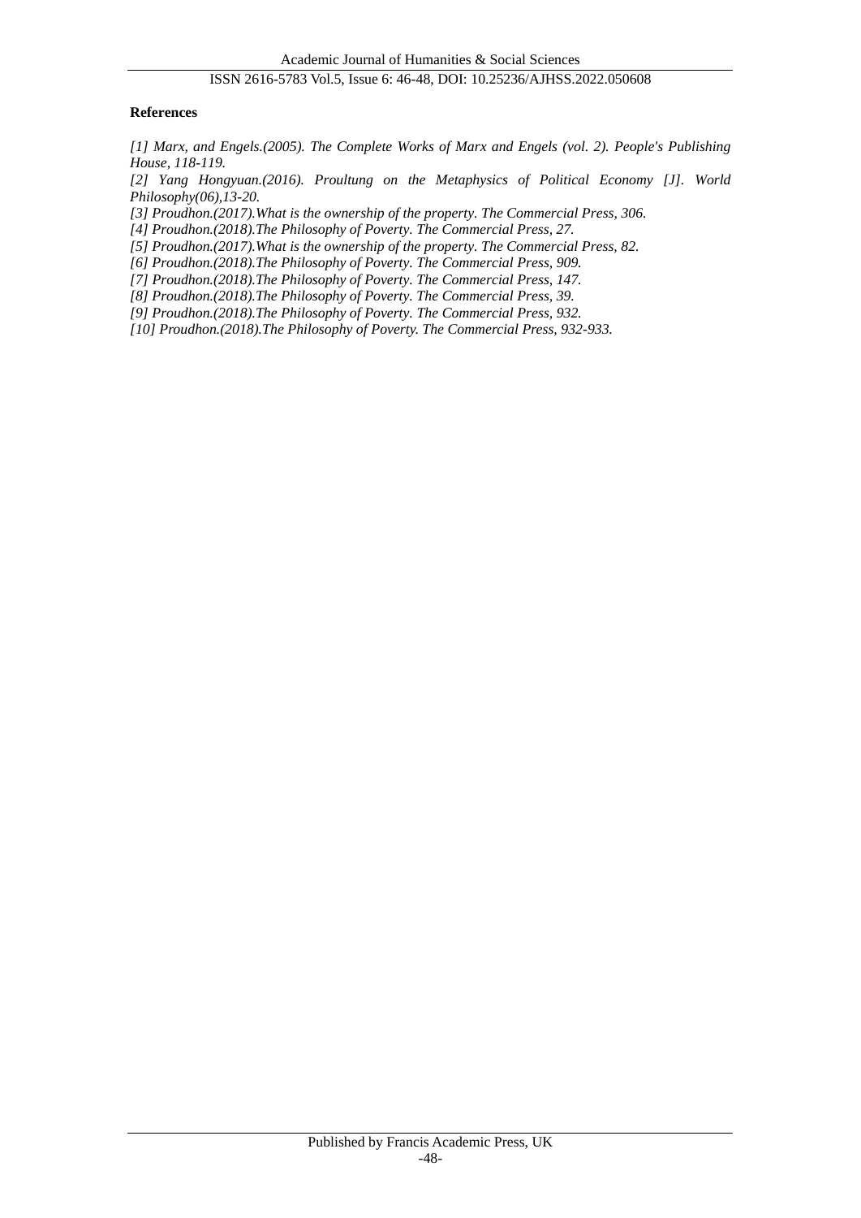**References**

*[1] Marx, and Engels.(2005). The Complete Works of Marx and Engels (vol. 2). People's Publishing House, 118-119.*

*[2] Yang Hongyuan.(2016). Proultung on the Metaphysics of Political Economy [J]. World Philosophy(06),13-20.*

*[3] Proudhon.(2017).What is the ownership of the property. The Commercial Press, 306.*

*[4] Proudhon.(2018).The Philosophy of Poverty. The Commercial Press, 27.*

*[5] Proudhon.(2017).What is the ownership of the property. The Commercial Press, 82.*

*[6] Proudhon.(2018).The Philosophy of Poverty. The Commercial Press, 909.*

*[7] Proudhon.(2018).The Philosophy of Poverty. The Commercial Press, 147.*

*[8] Proudhon.(2018).The Philosophy of Poverty. The Commercial Press, 39.*

*[9] Proudhon.(2018).The Philosophy of Poverty. The Commercial Press, 932.*

*[10] Proudhon.(2018).The Philosophy of Poverty. The Commercial Press, 932-933.*